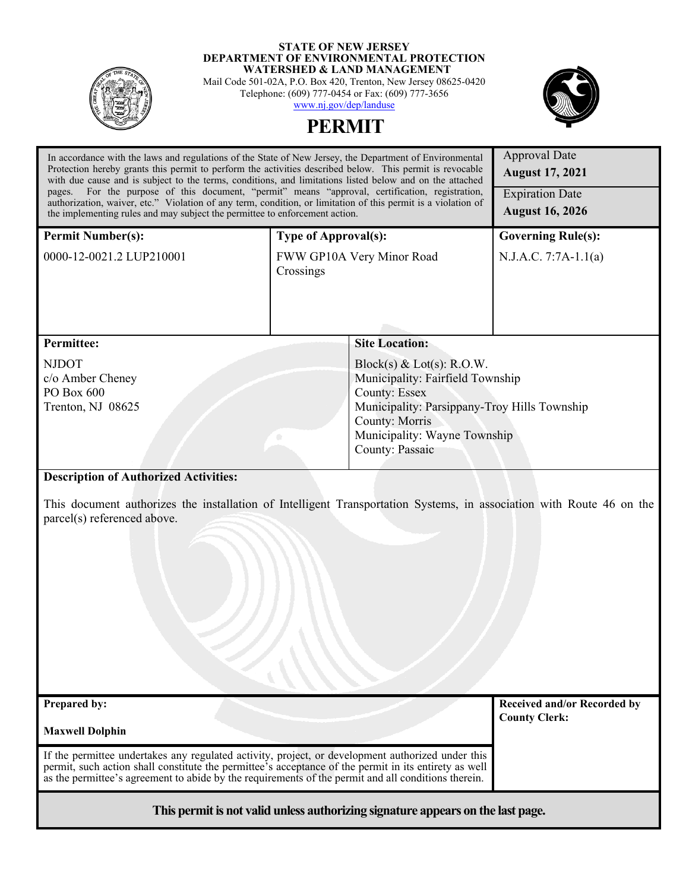**STATE OF NEW JERSEY**
**DEPARTMENT OF ENVIRONMENTAL PROTECTION**
**WATERSHED & LAND MANAGEMENT**
Mail Code 501-02A, P.O. Box 420, Trenton, New Jersey 08625-0420
Telephone: (609) 777-0454 or Fax: (609) 777-3656
www.nj.gov/dep/landuse

# PERMIT

In accordance with the laws and regulations of the State of New Jersey, the Department of Environmental Protection hereby grants this permit to perform the activities described below. This permit is revocable with due cause and is subject to the terms, conditions, and limitations listed below and on the attached pages. For the purpose of this document, "permit" means "approval, certification, registration, authorization, waiver, etc." Violation of any term, condition, or limitation of this permit is a violation of the implementing rules and may subject the permittee to enforcement action.

Approval Date
**August 17, 2021**

Expiration Date
**August 16, 2026**

| **Permit Number(s):** | **Type of Approval(s):** | **Governing Rule(s):** |
|---|---|---|
| 0000-12-0021.2 LUP210001 | FWW GP10A Very Minor Road Crossings | N.J.A.C. 7:7A-1.1(a) |

| **Permittee:** | **Site Location:** |
|---|---|
| NJDOT<br>c/o Amber Cheney<br>PO Box 600<br>Trenton, NJ 08625 | Block(s) & Lot(s): R.O.W.<br>Municipality: Fairfield Township<br>County: Essex<br>Municipality: Parsippany-Troy Hills Township<br>County: Morris<br>Municipality: Wayne Township<br>County: Passaic |

**Description of Authorized Activities:**

This document authorizes the installation of Intelligent Transportation Systems, in association with Route 46 on the parcel(s) referenced above.

**Prepared by:**

**Maxwell Dolphin**

**Received and/or Recorded by County Clerk:**

If the permittee undertakes any regulated activity, project, or development authorized under this permit, such action shall constitute the permittee's acceptance of the permit in its entirety as well as the permittee's agreement to abide by the requirements of the permit and all conditions therein.

**This permit is not valid unless authorizing signature appears on the last page.**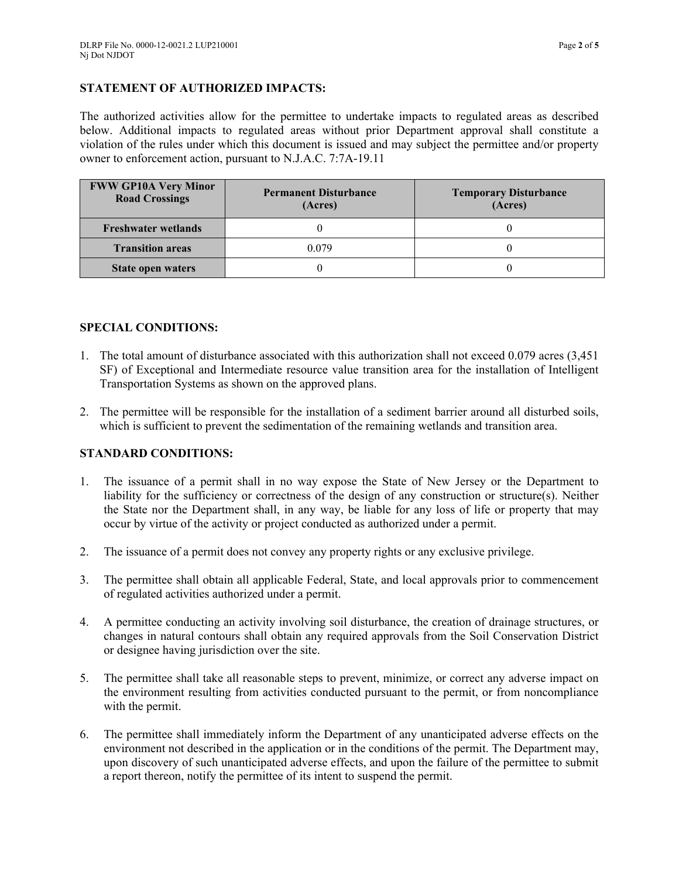## STATEMENT OF AUTHORIZED IMPACTS:

The authorized activities allow for the permittee to undertake impacts to regulated areas as described below. Additional impacts to regulated areas without prior Department approval shall constitute a violation of the rules under which this document is issued and may subject the permittee and/or property owner to enforcement action, pursuant to N.J.A.C. 7:7A-19.11

| FWW GP10A Very Minor Road Crossings | Permanent Disturbance (Acres) | Temporary Disturbance (Acres) |
|---|---|---|
| Freshwater wetlands | 0 | 0 |
| Transition areas | 0.079 | 0 |
| State open waters | 0 | 0 |

## SPECIAL CONDITIONS:

1. The total amount of disturbance associated with this authorization shall not exceed 0.079 acres (3,451 SF) of Exceptional and Intermediate resource value transition area for the installation of Intelligent Transportation Systems as shown on the approved plans.

2. The permittee will be responsible for the installation of a sediment barrier around all disturbed soils, which is sufficient to prevent the sedimentation of the remaining wetlands and transition area.

## STANDARD CONDITIONS:

1. The issuance of a permit shall in no way expose the State of New Jersey or the Department to liability for the sufficiency or correctness of the design of any construction or structure(s). Neither the State nor the Department shall, in any way, be liable for any loss of life or property that may occur by virtue of the activity or project conducted as authorized under a permit.

2. The issuance of a permit does not convey any property rights or any exclusive privilege.

3. The permittee shall obtain all applicable Federal, State, and local approvals prior to commencement of regulated activities authorized under a permit.

4. A permittee conducting an activity involving soil disturbance, the creation of drainage structures, or changes in natural contours shall obtain any required approvals from the Soil Conservation District or designee having jurisdiction over the site.

5. The permittee shall take all reasonable steps to prevent, minimize, or correct any adverse impact on the environment resulting from activities conducted pursuant to the permit, or from noncompliance with the permit.

6. The permittee shall immediately inform the Department of any unanticipated adverse effects on the environment not described in the application or in the conditions of the permit. The Department may, upon discovery of such unanticipated adverse effects, and upon the failure of the permittee to submit a report thereon, notify the permittee of its intent to suspend the permit.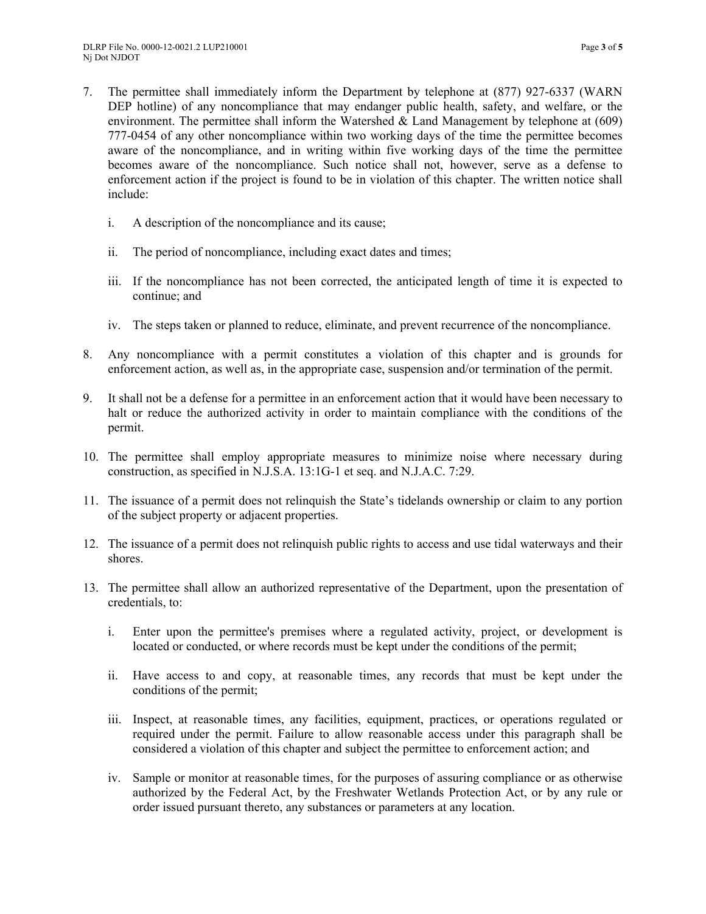7. The permittee shall immediately inform the Department by telephone at (877) 927-6337 (WARN DEP hotline) of any noncompliance that may endanger public health, safety, and welfare, or the environment. The permittee shall inform the Watershed & Land Management by telephone at (609) 777-0454 of any other noncompliance within two working days of the time the permittee becomes aware of the noncompliance, and in writing within five working days of the time the permittee becomes aware of the noncompliance. Such notice shall not, however, serve as a defense to enforcement action if the project is found to be in violation of this chapter. The written notice shall include:

   i. A description of the noncompliance and its cause;

   ii. The period of noncompliance, including exact dates and times;

   iii. If the noncompliance has not been corrected, the anticipated length of time it is expected to continue; and

   iv. The steps taken or planned to reduce, eliminate, and prevent recurrence of the noncompliance.

8. Any noncompliance with a permit constitutes a violation of this chapter and is grounds for enforcement action, as well as, in the appropriate case, suspension and/or termination of the permit.

9. It shall not be a defense for a permittee in an enforcement action that it would have been necessary to halt or reduce the authorized activity in order to maintain compliance with the conditions of the permit.

10. The permittee shall employ appropriate measures to minimize noise where necessary during construction, as specified in N.J.S.A. 13:1G-1 et seq. and N.J.A.C. 7:29.

11. The issuance of a permit does not relinquish the State's tidelands ownership or claim to any portion of the subject property or adjacent properties.

12. The issuance of a permit does not relinquish public rights to access and use tidal waterways and their shores.

13. The permittee shall allow an authorized representative of the Department, upon the presentation of credentials, to:

   i. Enter upon the permittee's premises where a regulated activity, project, or development is located or conducted, or where records must be kept under the conditions of the permit;

   ii. Have access to and copy, at reasonable times, any records that must be kept under the conditions of the permit;

   iii. Inspect, at reasonable times, any facilities, equipment, practices, or operations regulated or required under the permit. Failure to allow reasonable access under this paragraph shall be considered a violation of this chapter and subject the permittee to enforcement action; and

   iv. Sample or monitor at reasonable times, for the purposes of assuring compliance or as otherwise authorized by the Federal Act, by the Freshwater Wetlands Protection Act, or by any rule or order issued pursuant thereto, any substances or parameters at any location.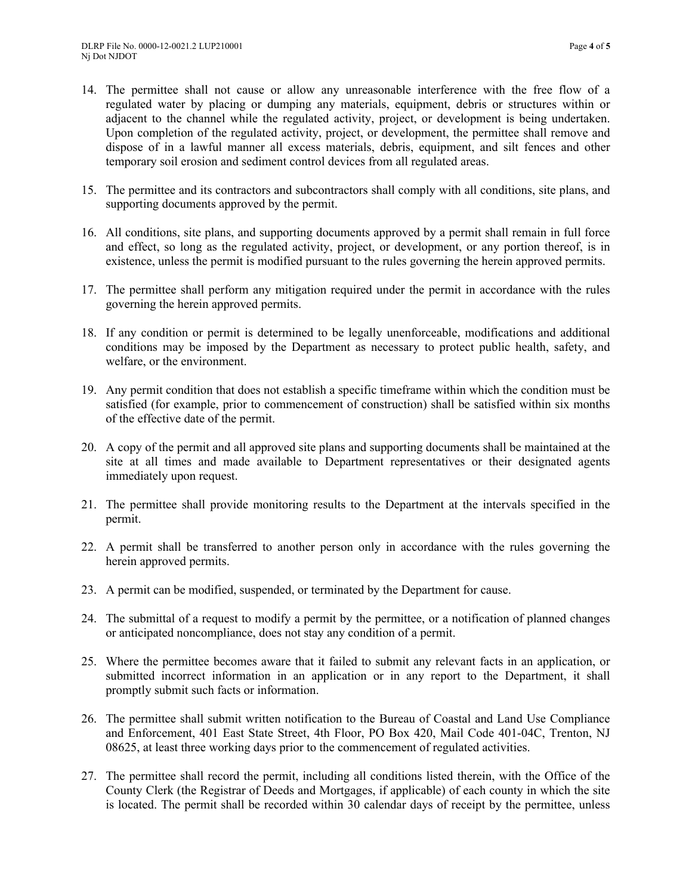14. The permittee shall not cause or allow any unreasonable interference with the free flow of a regulated water by placing or dumping any materials, equipment, debris or structures within or adjacent to the channel while the regulated activity, project, or development is being undertaken. Upon completion of the regulated activity, project, or development, the permittee shall remove and dispose of in a lawful manner all excess materials, debris, equipment, and silt fences and other temporary soil erosion and sediment control devices from all regulated areas.

15. The permittee and its contractors and subcontractors shall comply with all conditions, site plans, and supporting documents approved by the permit.

16. All conditions, site plans, and supporting documents approved by a permit shall remain in full force and effect, so long as the regulated activity, project, or development, or any portion thereof, is in existence, unless the permit is modified pursuant to the rules governing the herein approved permits.

17. The permittee shall perform any mitigation required under the permit in accordance with the rules governing the herein approved permits.

18. If any condition or permit is determined to be legally unenforceable, modifications and additional conditions may be imposed by the Department as necessary to protect public health, safety, and welfare, or the environment.

19. Any permit condition that does not establish a specific timeframe within which the condition must be satisfied (for example, prior to commencement of construction) shall be satisfied within six months of the effective date of the permit.

20. A copy of the permit and all approved site plans and supporting documents shall be maintained at the site at all times and made available to Department representatives or their designated agents immediately upon request.

21. The permittee shall provide monitoring results to the Department at the intervals specified in the permit.

22. A permit shall be transferred to another person only in accordance with the rules governing the herein approved permits.

23. A permit can be modified, suspended, or terminated by the Department for cause.

24. The submittal of a request to modify a permit by the permittee, or a notification of planned changes or anticipated noncompliance, does not stay any condition of a permit.

25. Where the permittee becomes aware that it failed to submit any relevant facts in an application, or submitted incorrect information in an application or in any report to the Department, it shall promptly submit such facts or information.

26. The permittee shall submit written notification to the Bureau of Coastal and Land Use Compliance and Enforcement, 401 East State Street, 4th Floor, PO Box 420, Mail Code 401-04C, Trenton, NJ 08625, at least three working days prior to the commencement of regulated activities.

27. The permittee shall record the permit, including all conditions listed therein, with the Office of the County Clerk (the Registrar of Deeds and Mortgages, if applicable) of each county in which the site is located. The permit shall be recorded within 30 calendar days of receipt by the permittee, unless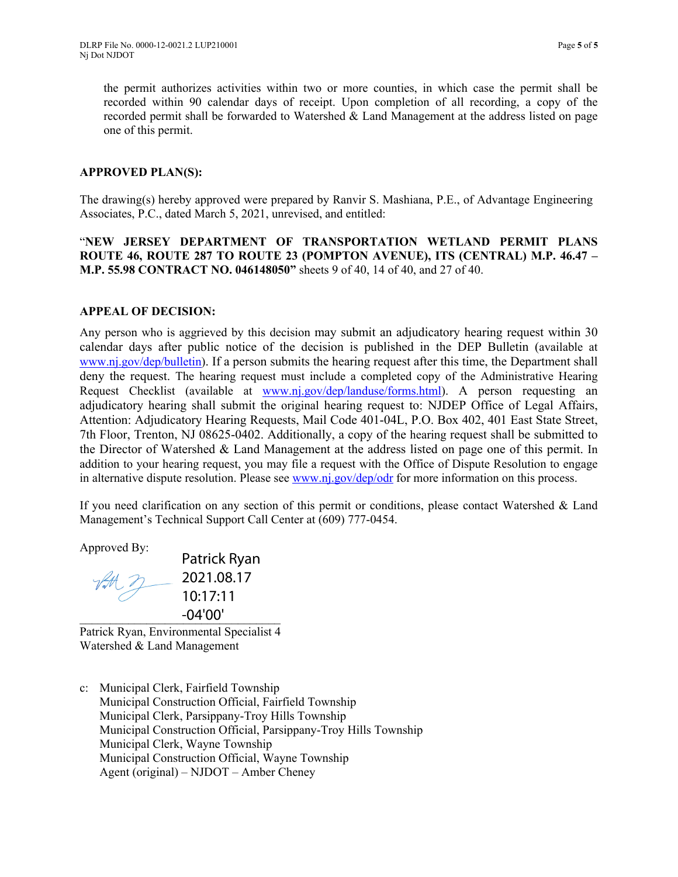the permit authorizes activities within two or more counties, in which case the permit shall be recorded within 90 calendar days of receipt. Upon completion of all recording, a copy of the recorded permit shall be forwarded to Watershed & Land Management at the address listed on page one of this permit.

**APPROVED PLAN(S):**

The drawing(s) hereby approved were prepared by Ranvir S. Mashiana, P.E., of Advantage Engineering Associates, P.C., dated March 5, 2021, unrevised, and entitled:

"**NEW JERSEY DEPARTMENT OF TRANSPORTATION WETLAND PERMIT PLANS ROUTE 46, ROUTE 287 TO ROUTE 23 (POMPTON AVENUE), ITS (CENTRAL) M.P. 46.47 – M.P. 55.98 CONTRACT NO. 046148050"** sheets 9 of 40, 14 of 40, and 27 of 40.

**APPEAL OF DECISION:**

Any person who is aggrieved by this decision may submit an adjudicatory hearing request within 30 calendar days after public notice of the decision is published in the DEP Bulletin (available at www.nj.gov/dep/bulletin). If a person submits the hearing request after this time, the Department shall deny the request. The hearing request must include a completed copy of the Administrative Hearing Request Checklist (available at www.nj.gov/dep/landuse/forms.html). A person requesting an adjudicatory hearing shall submit the original hearing request to: NJDEP Office of Legal Affairs, Attention: Adjudicatory Hearing Requests, Mail Code 401-04L, P.O. Box 402, 401 East State Street, 7th Floor, Trenton, NJ 08625-0402. Additionally, a copy of the hearing request shall be submitted to the Director of Watershed & Land Management at the address listed on page one of this permit. In addition to your hearing request, you may file a request with the Office of Dispute Resolution to engage in alternative dispute resolution. Please see www.nj.gov/dep/odr for more information on this process.

If you need clarification on any section of this permit or conditions, please contact Watershed & Land Management's Technical Support Call Center at (609) 777-0454.

Approved By:

Patrick Ryan
2021.08.17
10:17:11
-04'00'

Patrick Ryan, Environmental Specialist 4
Watershed & Land Management

c: Municipal Clerk, Fairfield Township
Municipal Construction Official, Fairfield Township
Municipal Clerk, Parsippany-Troy Hills Township
Municipal Construction Official, Parsippany-Troy Hills Township
Municipal Clerk, Wayne Township
Municipal Construction Official, Wayne Township
Agent (original) – NJDOT – Amber Cheney